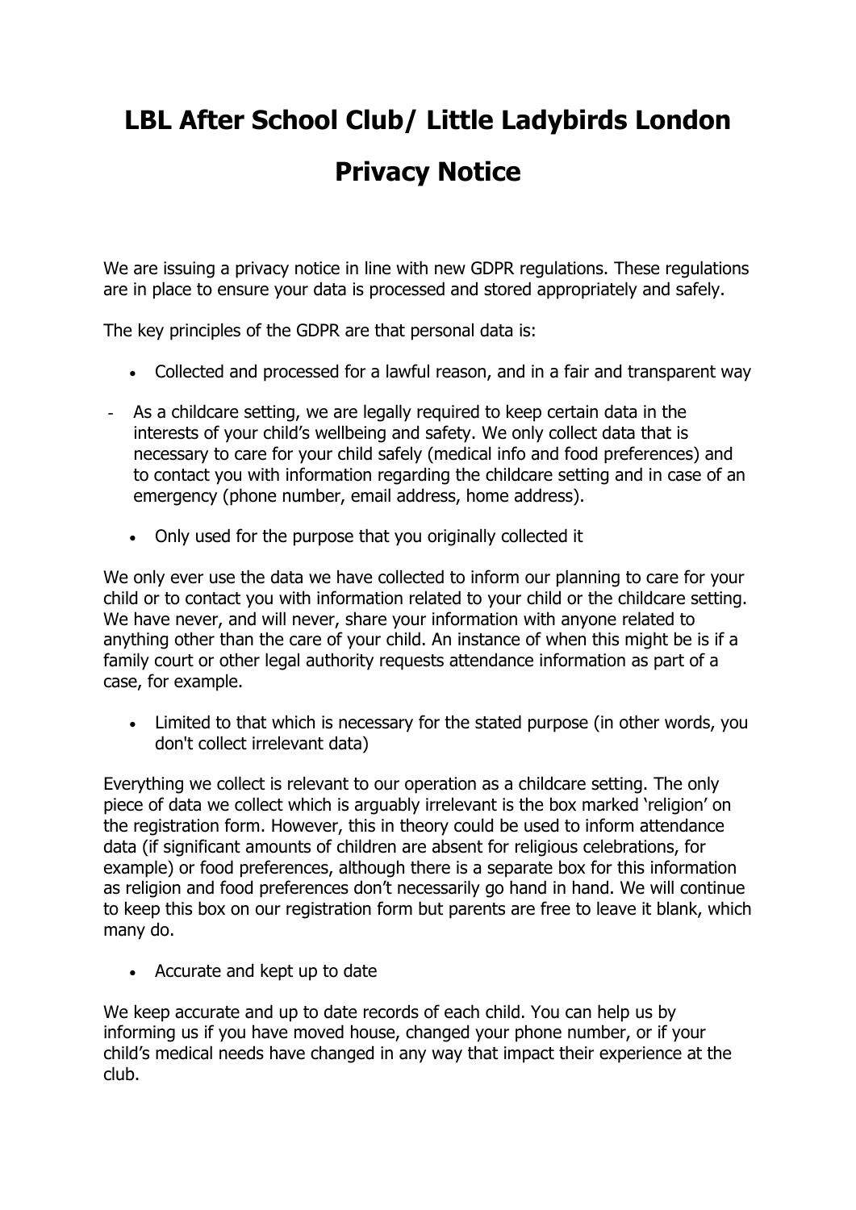# LBL After School Club/ Little Ladybirds London

# Privacy Notice

We are issuing a privacy notice in line with new GDPR regulations. These regulations are in place to ensure your data is processed and stored appropriately and safely.

The key principles of the GDPR are that personal data is:

- Collected and processed for a lawful reason, and in a fair and transparent way

- As a childcare setting, we are legally required to keep certain data in the interests of your child's wellbeing and safety. We only collect data that is necessary to care for your child safely (medical info and food preferences) and to contact you with information regarding the childcare setting and in case of an emergency (phone number, email address, home address).

- Only used for the purpose that you originally collected it

We only ever use the data we have collected to inform our planning to care for your child or to contact you with information related to your child or the childcare setting. We have never, and will never, share your information with anyone related to anything other than the care of your child. An instance of when this might be is if a family court or other legal authority requests attendance information as part of a case, for example.

- Limited to that which is necessary for the stated purpose (in other words, you don't collect irrelevant data)

Everything we collect is relevant to our operation as a childcare setting. The only piece of data we collect which is arguably irrelevant is the box marked 'religion' on the registration form. However, this in theory could be used to inform attendance data (if significant amounts of children are absent for religious celebrations, for example) or food preferences, although there is a separate box for this information as religion and food preferences don't necessarily go hand in hand. We will continue to keep this box on our registration form but parents are free to leave it blank, which many do.

- Accurate and kept up to date

We keep accurate and up to date records of each child. You can help us by informing us if you have moved house, changed your phone number, or if your child's medical needs have changed in any way that impact their experience at the club.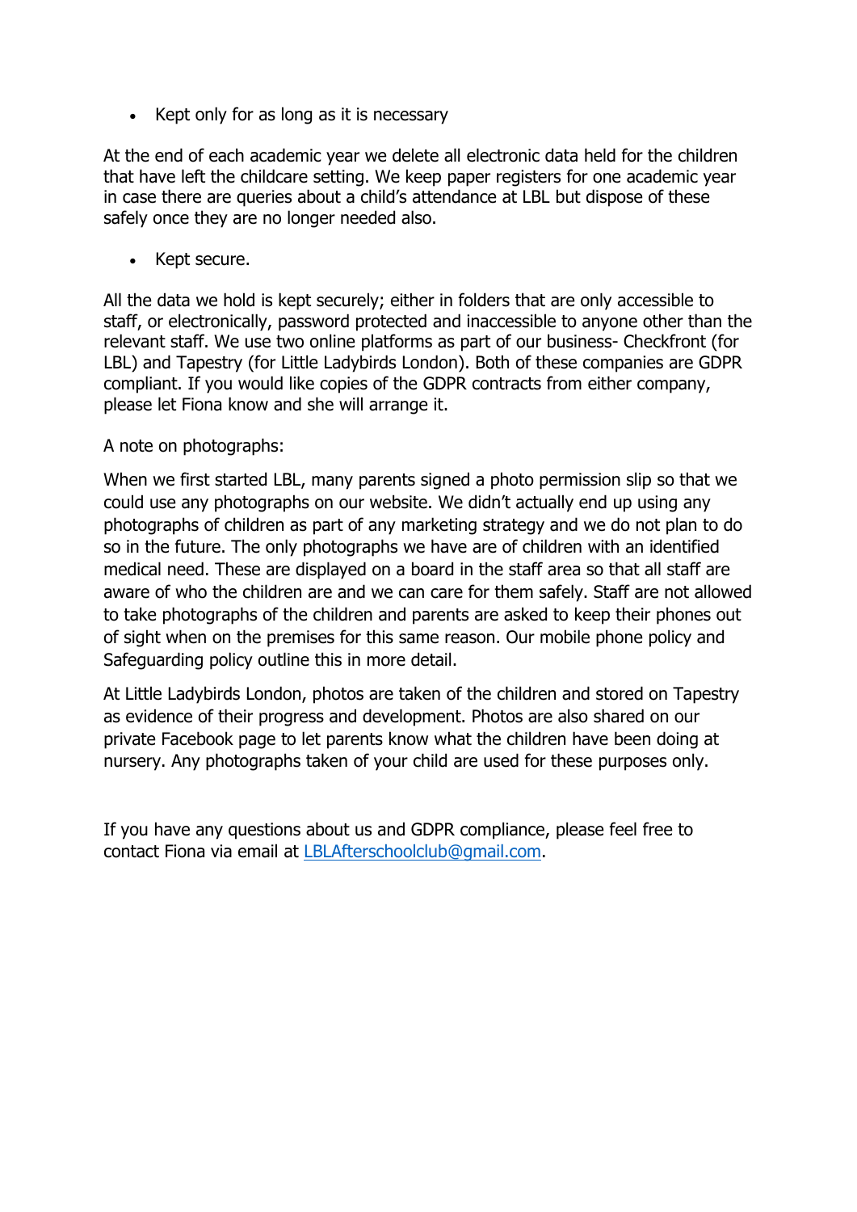- Kept only for as long as it is necessary

At the end of each academic year we delete all electronic data held for the children that have left the childcare setting. We keep paper registers for one academic year in case there are queries about a child's attendance at LBL but dispose of these safely once they are no longer needed also.

- Kept secure.

All the data we hold is kept securely; either in folders that are only accessible to staff, or electronically, password protected and inaccessible to anyone other than the relevant staff. We use two online platforms as part of our business- Checkfront (for LBL) and Tapestry (for Little Ladybirds London). Both of these companies are GDPR compliant. If you would like copies of the GDPR contracts from either company, please let Fiona know and she will arrange it.

A note on photographs:

When we first started LBL, many parents signed a photo permission slip so that we could use any photographs on our website. We didn't actually end up using any photographs of children as part of any marketing strategy and we do not plan to do so in the future. The only photographs we have are of children with an identified medical need. These are displayed on a board in the staff area so that all staff are aware of who the children are and we can care for them safely. Staff are not allowed to take photographs of the children and parents are asked to keep their phones out of sight when on the premises for this same reason. Our mobile phone policy and Safeguarding policy outline this in more detail.

At Little Ladybirds London, photos are taken of the children and stored on Tapestry as evidence of their progress and development. Photos are also shared on our private Facebook page to let parents know what the children have been doing at nursery. Any photographs taken of your child are used for these purposes only.

If you have any questions about us and GDPR compliance, please feel free to contact Fiona via email at [LBLAfterschoolclub@gmail.com](mailto:LBLAfterschoolclub@gmail.com).